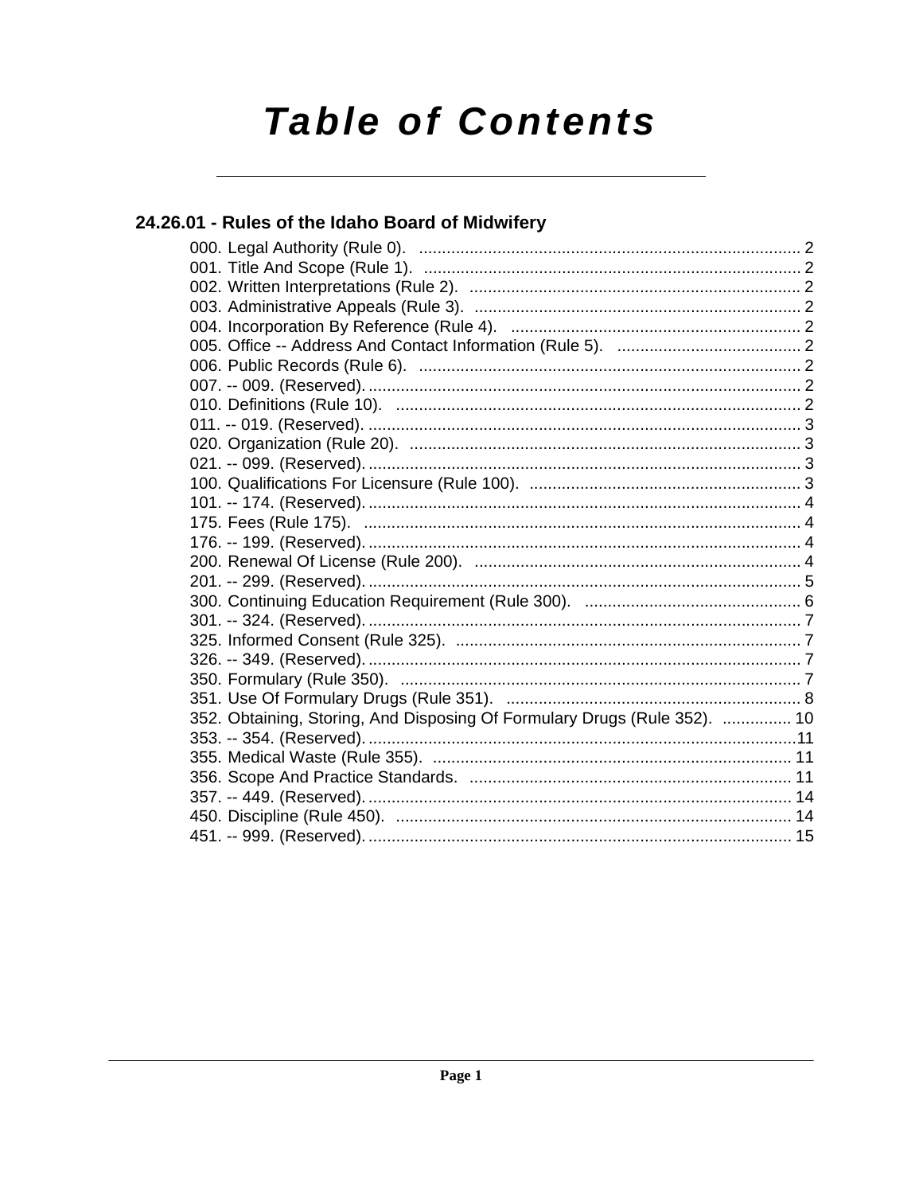# Table of Contents

## 24.26.01 - Rules of the Idaho Board of Midwifery

000. Legal Authority (Rule 0). .......... 2
001. Title And Scope (Rule 1). .......... 2
002. Written Interpretations (Rule 2). .......... 2
003. Administrative Appeals (Rule 3). .......... 2
004. Incorporation By Reference (Rule 4). .......... 2
005. Office -- Address And Contact Information (Rule 5). .......... 2
006. Public Records (Rule 6). .......... 2
007. -- 009. (Reserved). .......... 2
010. Definitions (Rule 10). .......... 2
011. -- 019. (Reserved). .......... 3
020. Organization (Rule 20). .......... 3
021. -- 099. (Reserved). .......... 3
100. Qualifications For Licensure (Rule 100). .......... 3
101. -- 174. (Reserved). .......... 4
175. Fees (Rule 175). .......... 4
176. -- 199. (Reserved). .......... 4
200. Renewal Of License (Rule 200). .......... 4
201. -- 299. (Reserved). .......... 5
300. Continuing Education Requirement (Rule 300). .......... 6
301. -- 324. (Reserved). .......... 7
325. Informed Consent (Rule 325). .......... 7
326. -- 349. (Reserved). .......... 7
350. Formulary (Rule 350). .......... 7
351. Use Of Formulary Drugs (Rule 351). .......... 8
352. Obtaining, Storing, And Disposing Of Formulary Drugs (Rule 352). .......... 10
353. -- 354. (Reserved). .......... 11
355. Medical Waste (Rule 355). .......... 11
356. Scope And Practice Standards. .......... 11
357. -- 449. (Reserved). .......... 14
450. Discipline (Rule 450). .......... 14
451. -- 999. (Reserved). .......... 15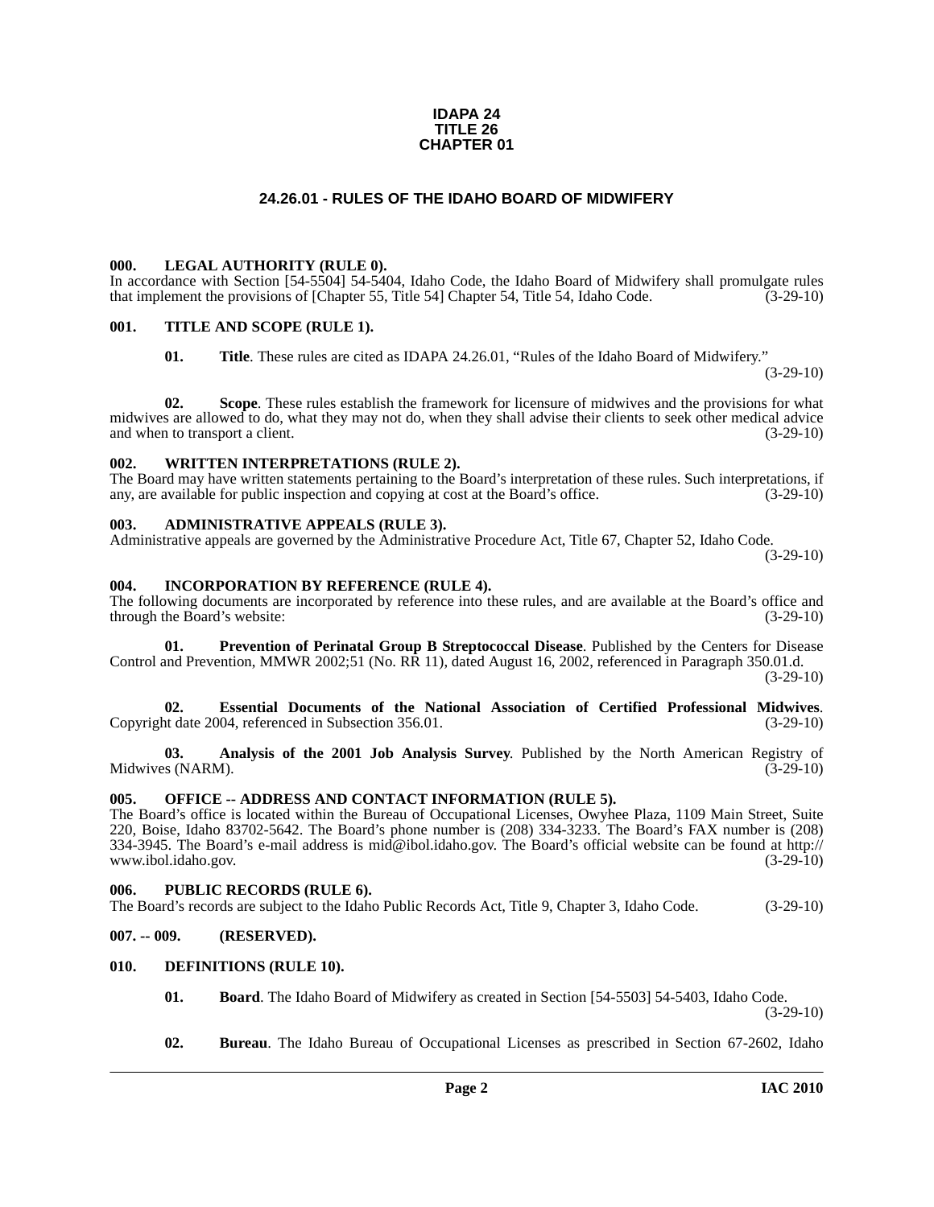**IDAPA 24**
**TITLE 26**
**CHAPTER 01**

# 24.26.01 - RULES OF THE IDAHO BOARD OF MIDWIFERY

### 000. LEGAL AUTHORITY (RULE 0).

In accordance with Section [54-5504] 54-5404, Idaho Code, the Idaho Board of Midwifery shall promulgate rules that implement the provisions of [Chapter 55, Title 54] Chapter 54, Title 54, Idaho Code. (3-29-10)

### 001. TITLE AND SCOPE (RULE 1).

**01. Title**. These rules are cited as IDAPA 24.26.01, "Rules of the Idaho Board of Midwifery." (3-29-10)

**02. Scope**. These rules establish the framework for licensure of midwives and the provisions for what midwives are allowed to do, what they may not do, when they shall advise their clients to seek other medical advice and when to transport a client. (3-29-10)

### 002. WRITTEN INTERPRETATIONS (RULE 2).

The Board may have written statements pertaining to the Board's interpretation of these rules. Such interpretations, if any, are available for public inspection and copying at cost at the Board's office. (3-29-10)

### 003. ADMINISTRATIVE APPEALS (RULE 3).

Administrative appeals are governed by the Administrative Procedure Act, Title 67, Chapter 52, Idaho Code. (3-29-10)

### 004. INCORPORATION BY REFERENCE (RULE 4).

The following documents are incorporated by reference into these rules, and are available at the Board's office and through the Board's website: (3-29-10)

**01. Prevention of Perinatal Group B Streptococcal Disease**. Published by the Centers for Disease Control and Prevention, MMWR 2002;51 (No. RR 11), dated August 16, 2002, referenced in Paragraph 350.01.d. (3-29-10)

**02. Essential Documents of the National Association of Certified Professional Midwives**. Copyright date 2004, referenced in Subsection 356.01. (3-29-10)

**03. Analysis of the 2001 Job Analysis Survey**. Published by the North American Registry of Midwives (NARM). (3-29-10)

### 005. OFFICE -- ADDRESS AND CONTACT INFORMATION (RULE 5).

The Board's office is located within the Bureau of Occupational Licenses, Owyhee Plaza, 1109 Main Street, Suite 220, Boise, Idaho 83702-5642. The Board's phone number is (208) 334-3233. The Board's FAX number is (208) 334-3945. The Board's e-mail address is mid@ibol.idaho.gov. The Board's official website can be found at http://www.ibol.idaho.gov. (3-29-10)

### 006. PUBLIC RECORDS (RULE 6).

The Board's records are subject to the Idaho Public Records Act, Title 9, Chapter 3, Idaho Code. (3-29-10)

### 007. -- 009. (RESERVED).

### 010. DEFINITIONS (RULE 10).

**01. Board**. The Idaho Board of Midwifery as created in Section [54-5503] 54-5403, Idaho Code. (3-29-10)

**02. Bureau**. The Idaho Bureau of Occupational Licenses as prescribed in Section 67-2602, Idaho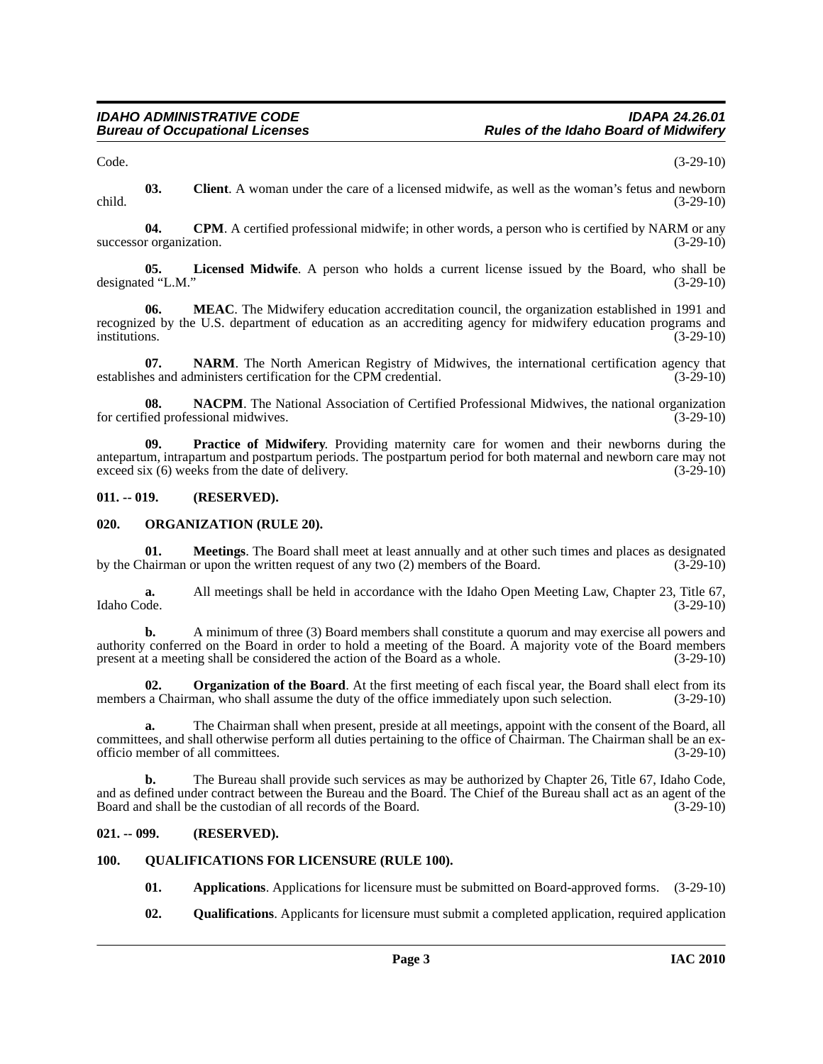Code. (3-29-10)

**03. Client**. A woman under the care of a licensed midwife, as well as the woman's fetus and newborn child. (3-29-10)

**04. CPM**. A certified professional midwife; in other words, a person who is certified by NARM or any successor organization. (3-29-10)

**05. Licensed Midwife**. A person who holds a current license issued by the Board, who shall be designated "L.M." (3-29-10)

**06. MEAC**. The Midwifery education accreditation council, the organization established in 1991 and recognized by the U.S. department of education as an accrediting agency for midwifery education programs and institutions. (3-29-10)

**07. NARM**. The North American Registry of Midwives, the international certification agency that establishes and administers certification for the CPM credential. (3-29-10)

**08. NACPM**. The National Association of Certified Professional Midwives, the national organization for certified professional midwives. (3-29-10)

**09. Practice of Midwifery**. Providing maternity care for women and their newborns during the antepartum, intrapartum and postpartum periods. The postpartum period for both maternal and newborn care may not exceed six (6) weeks from the date of delivery. (3-29-10)

## 011. -- 019. (RESERVED).

## 020. ORGANIZATION (RULE 20).

**01. Meetings**. The Board shall meet at least annually and at other such times and places as designated by the Chairman or upon the written request of any two (2) members of the Board. (3-29-10)

**a.** All meetings shall be held in accordance with the Idaho Open Meeting Law, Chapter 23, Title 67, Idaho Code. (3-29-10)

**b.** A minimum of three (3) Board members shall constitute a quorum and may exercise all powers and authority conferred on the Board in order to hold a meeting of the Board. A majority vote of the Board members present at a meeting shall be considered the action of the Board as a whole. (3-29-10)

**02. Organization of the Board**. At the first meeting of each fiscal year, the Board shall elect from its members a Chairman, who shall assume the duty of the office immediately upon such selection. (3-29-10)

**a.** The Chairman shall when present, preside at all meetings, appoint with the consent of the Board, all committees, and shall otherwise perform all duties pertaining to the office of Chairman. The Chairman shall be an ex-officio member of all committees. (3-29-10)

**b.** The Bureau shall provide such services as may be authorized by Chapter 26, Title 67, Idaho Code, and as defined under contract between the Bureau and the Board. The Chief of the Bureau shall act as an agent of the Board and shall be the custodian of all records of the Board. (3-29-10)

## 021. -- 099. (RESERVED).

## 100. QUALIFICATIONS FOR LICENSURE (RULE 100).

**01. Applications**. Applications for licensure must be submitted on Board-approved forms. (3-29-10)

**02. Qualifications**. Applicants for licensure must submit a completed application, required application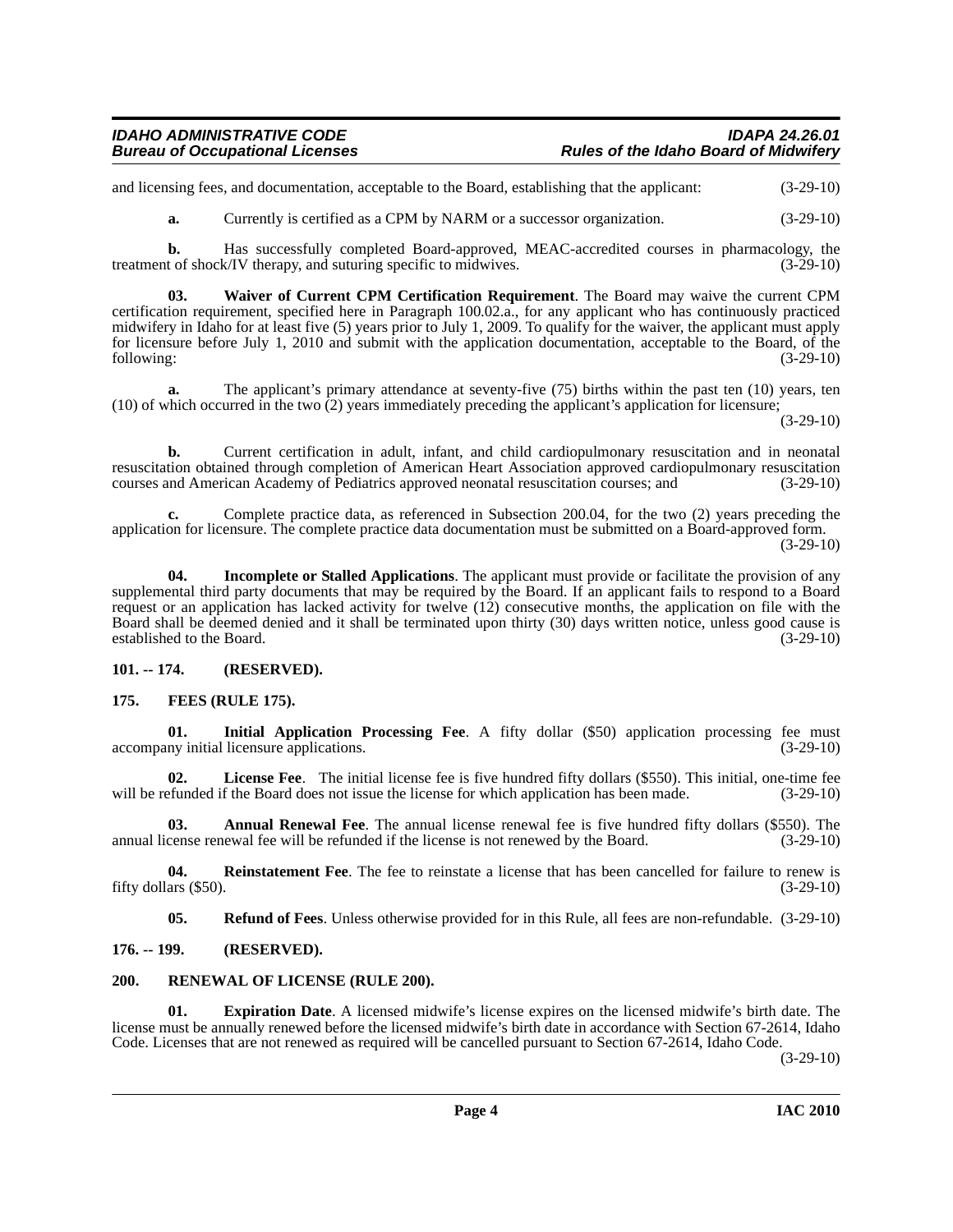and licensing fees, and documentation, acceptable to the Board, establishing that the applicant: (3-29-10)

**a.** Currently is certified as a CPM by NARM or a successor organization. (3-29-10)

**b.** Has successfully completed Board-approved, MEAC-accredited courses in pharmacology, the treatment of shock/IV therapy, and suturing specific to midwives. (3-29-10)

**03. Waiver of Current CPM Certification Requirement**. The Board may waive the current CPM certification requirement, specified here in Paragraph 100.02.a., for any applicant who has continuously practiced midwifery in Idaho for at least five (5) years prior to July 1, 2009. To qualify for the waiver, the applicant must apply for licensure before July 1, 2010 and submit with the application documentation, acceptable to the Board, of the following: (3-29-10)

**a.** The applicant's primary attendance at seventy-five (75) births within the past ten (10) years, ten (10) of which occurred in the two (2) years immediately preceding the applicant's application for licensure; (3-29-10)

**b.** Current certification in adult, infant, and child cardiopulmonary resuscitation and in neonatal resuscitation obtained through completion of American Heart Association approved cardiopulmonary resuscitation courses and American Academy of Pediatrics approved neonatal resuscitation courses; and (3-29-10)

**c.** Complete practice data, as referenced in Subsection 200.04, for the two (2) years preceding the application for licensure. The complete practice data documentation must be submitted on a Board-approved form. (3-29-10)

**04. Incomplete or Stalled Applications**. The applicant must provide or facilitate the provision of any supplemental third party documents that may be required by the Board. If an applicant fails to respond to a Board request or an application has lacked activity for twelve (12) consecutive months, the application on file with the Board shall be deemed denied and it shall be terminated upon thirty (30) days written notice, unless good cause is established to the Board. (3-29-10)

## 101. -- 174. (RESERVED).

## 175. FEES (RULE 175).

**01. Initial Application Processing Fee**. A fifty dollar ($50) application processing fee must accompany initial licensure applications. (3-29-10)

**02. License Fee**. The initial license fee is five hundred fifty dollars ($550). This initial, one-time fee will be refunded if the Board does not issue the license for which application has been made. (3-29-10)

**03. Annual Renewal Fee**. The annual license renewal fee is five hundred fifty dollars ($550). The annual license renewal fee will be refunded if the license is not renewed by the Board. (3-29-10)

**04. Reinstatement Fee**. The fee to reinstate a license that has been cancelled for failure to renew is fifty dollars ($50). (3-29-10)

**05. Refund of Fees**. Unless otherwise provided for in this Rule, all fees are non-refundable. (3-29-10)

## 176. -- 199. (RESERVED).

## 200. RENEWAL OF LICENSE (RULE 200).

**01. Expiration Date**. A licensed midwife's license expires on the licensed midwife's birth date. The license must be annually renewed before the licensed midwife's birth date in accordance with Section 67-2614, Idaho Code. Licenses that are not renewed as required will be cancelled pursuant to Section 67-2614, Idaho Code. (3-29-10)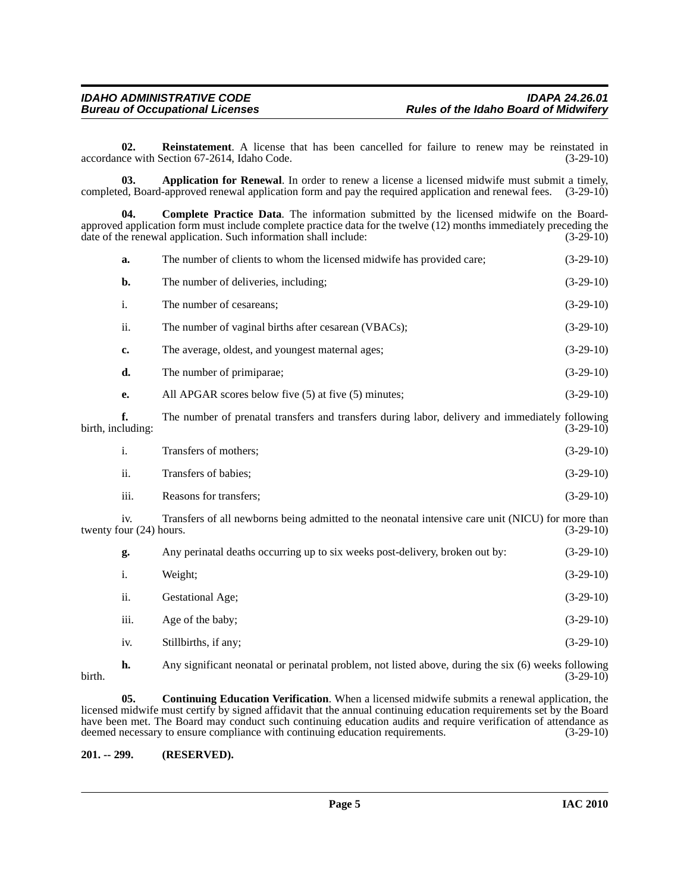**02. Reinstatement**. A license that has been cancelled for failure to renew may be reinstated in accordance with Section 67-2614, Idaho Code. (3-29-10)

**03. Application for Renewal**. In order to renew a license a licensed midwife must submit a timely, completed, Board-approved renewal application form and pay the required application and renewal fees. (3-29-10)

**04. Complete Practice Data**. The information submitted by the licensed midwife on the Board-approved application form must include complete practice data for the twelve (12) months immediately preceding the date of the renewal application. Such information shall include: (3-29-10)

**a.** The number of clients to whom the licensed midwife has provided care; (3-29-10)

**b.** The number of deliveries, including; (3-29-10)

i. The number of cesareans; (3-29-10)

ii. The number of vaginal births after cesarean (VBACs); (3-29-10)

**c.** The average, oldest, and youngest maternal ages; (3-29-10)

**d.** The number of primiparae; (3-29-10)

**e.** All APGAR scores below five (5) at five (5) minutes; (3-29-10)

**f.** The number of prenatal transfers and transfers during labor, delivery and immediately following birth, including: (3-29-10)

i. Transfers of mothers; (3-29-10)

ii. Transfers of babies; (3-29-10)

iii. Reasons for transfers; (3-29-10)

iv. Transfers of all newborns being admitted to the neonatal intensive care unit (NICU) for more than twenty four (24) hours. (3-29-10)

**g.** Any perinatal deaths occurring up to six weeks post-delivery, broken out by: (3-29-10)

i. Weight; (3-29-10)

ii. Gestational Age; (3-29-10)

iii. Age of the baby; (3-29-10)

iv. Stillbirths, if any; (3-29-10)

**h.** Any significant neonatal or perinatal problem, not listed above, during the six (6) weeks following birth. (3-29-10)

**05. Continuing Education Verification**. When a licensed midwife submits a renewal application, the licensed midwife must certify by signed affidavit that the annual continuing education requirements set by the Board have been met. The Board may conduct such continuing education audits and require verification of attendance as deemed necessary to ensure compliance with continuing education requirements. (3-29-10)

**201. -- 299. (RESERVED).**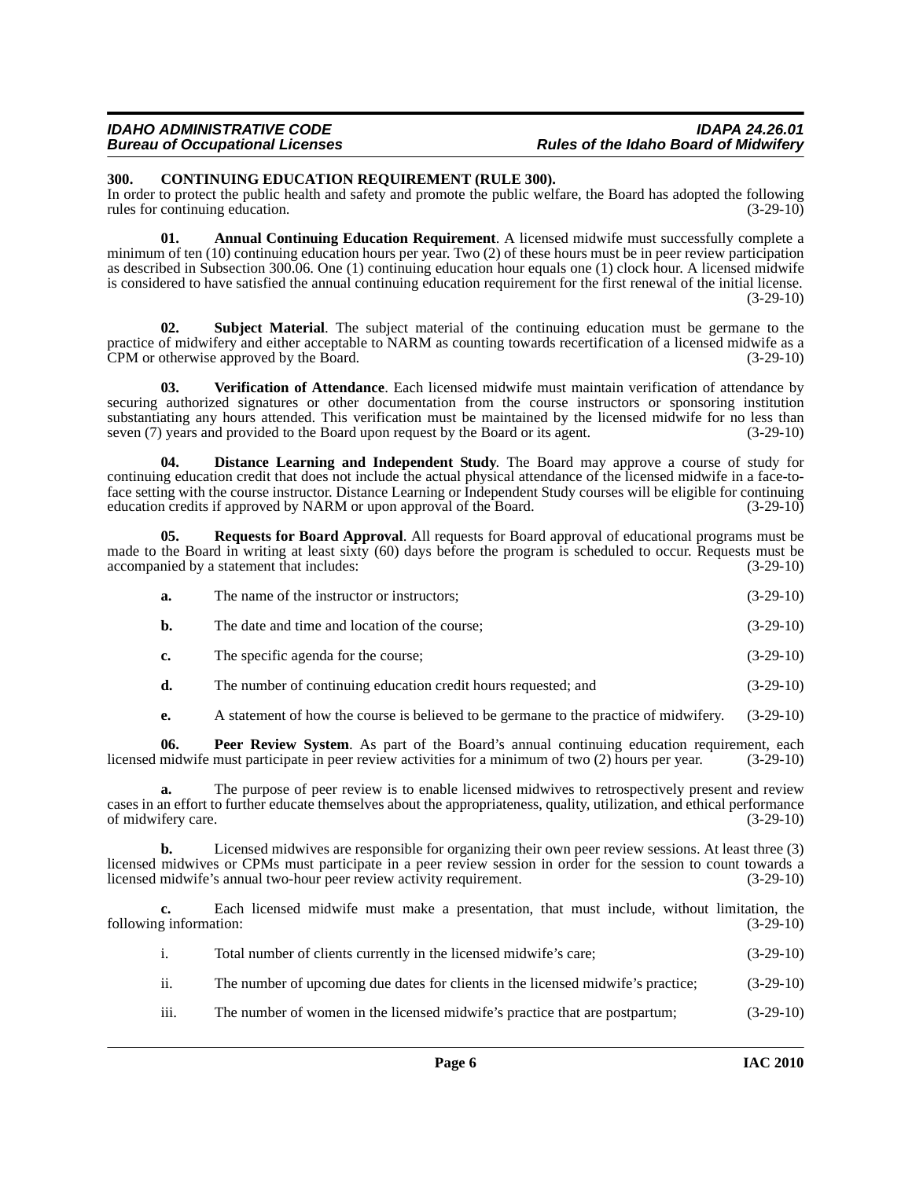### 300. CONTINUING EDUCATION REQUIREMENT (RULE 300).

In order to protect the public health and safety and promote the public welfare, the Board has adopted the following rules for continuing education. (3-29-10)

**01. Annual Continuing Education Requirement**. A licensed midwife must successfully complete a minimum of ten (10) continuing education hours per year. Two (2) of these hours must be in peer review participation as described in Subsection 300.06. One (1) continuing education hour equals one (1) clock hour. A licensed midwife is considered to have satisfied the annual continuing education requirement for the first renewal of the initial license. (3-29-10)

**02. Subject Material**. The subject material of the continuing education must be germane to the practice of midwifery and either acceptable to NARM as counting towards recertification of a licensed midwife as a CPM or otherwise approved by the Board. (3-29-10)

**03. Verification of Attendance**. Each licensed midwife must maintain verification of attendance by securing authorized signatures or other documentation from the course instructors or sponsoring institution substantiating any hours attended. This verification must be maintained by the licensed midwife for no less than seven (7) years and provided to the Board upon request by the Board or its agent. (3-29-10)

**04. Distance Learning and Independent Study**. The Board may approve a course of study for continuing education credit that does not include the actual physical attendance of the licensed midwife in a face-to-face setting with the course instructor. Distance Learning or Independent Study courses will be eligible for continuing education credits if approved by NARM or upon approval of the Board. (3-29-10)

**05. Requests for Board Approval**. All requests for Board approval of educational programs must be made to the Board in writing at least sixty (60) days before the program is scheduled to occur. Requests must be accompanied by a statement that includes: (3-29-10)

**a.** The name of the instructor or instructors; (3-29-10)

**b.** The date and time and location of the course; (3-29-10)

**c.** The specific agenda for the course; (3-29-10)

**d.** The number of continuing education credit hours requested; and (3-29-10)

**e.** A statement of how the course is believed to be germane to the practice of midwifery. (3-29-10)

**06. Peer Review System**. As part of the Board's annual continuing education requirement, each licensed midwife must participate in peer review activities for a minimum of two (2) hours per year. (3-29-10)

**a.** The purpose of peer review is to enable licensed midwives to retrospectively present and review cases in an effort to further educate themselves about the appropriateness, quality, utilization, and ethical performance of midwifery care. (3-29-10)

**b.** Licensed midwives are responsible for organizing their own peer review sessions. At least three (3) licensed midwives or CPMs must participate in a peer review session in order for the session to count towards a licensed midwife's annual two-hour peer review activity requirement. (3-29-10)

**c.** Each licensed midwife must make a presentation, that must include, without limitation, the following information: (3-29-10)

i. Total number of clients currently in the licensed midwife's care; (3-29-10)

ii. The number of upcoming due dates for clients in the licensed midwife's practice; (3-29-10)

iii. The number of women in the licensed midwife's practice that are postpartum; (3-29-10)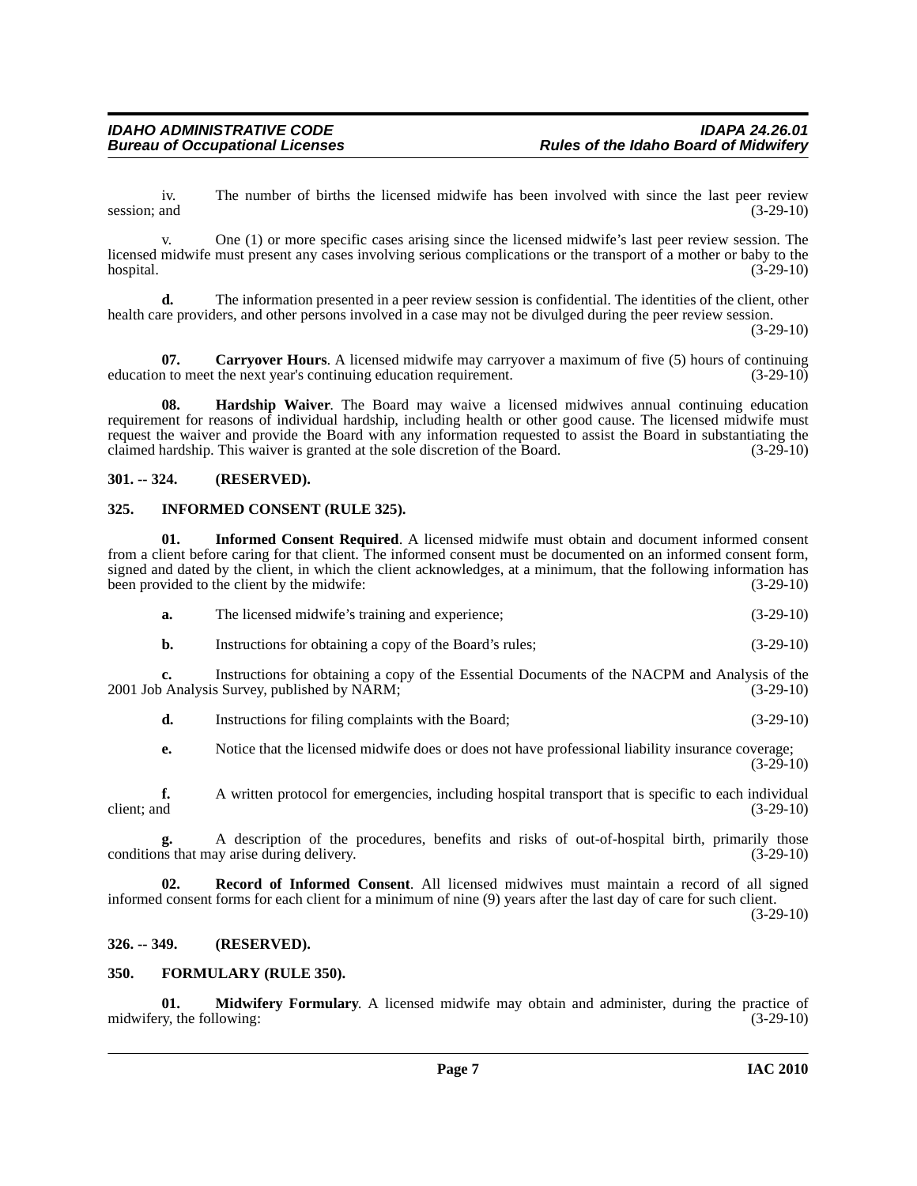iv. The number of births the licensed midwife has been involved with since the last peer review session; and (3-29-10)

v. One (1) or more specific cases arising since the licensed midwife's last peer review session. The licensed midwife must present any cases involving serious complications or the transport of a mother or baby to the hospital. (3-29-10)

**d.** The information presented in a peer review session is confidential. The identities of the client, other health care providers, and other persons involved in a case may not be divulged during the peer review session. (3-29-10)

**07. Carryover Hours**. A licensed midwife may carryover a maximum of five (5) hours of continuing education to meet the next year's continuing education requirement. (3-29-10)

**08. Hardship Waiver**. The Board may waive a licensed midwives annual continuing education requirement for reasons of individual hardship, including health or other good cause. The licensed midwife must request the waiver and provide the Board with any information requested to assist the Board in substantiating the claimed hardship. This waiver is granted at the sole discretion of the Board. (3-29-10)

## 301. -- 324. (RESERVED).

## 325. INFORMED CONSENT (RULE 325).

**01. Informed Consent Required**. A licensed midwife must obtain and document informed consent from a client before caring for that client. The informed consent must be documented on an informed consent form, signed and dated by the client, in which the client acknowledges, at a minimum, that the following information has been provided to the client by the midwife: (3-29-10)

**a.** The licensed midwife's training and experience; (3-29-10)

**b.** Instructions for obtaining a copy of the Board's rules; (3-29-10)

**c.** Instructions for obtaining a copy of the Essential Documents of the NACPM and Analysis of the 2001 Job Analysis Survey, published by NARM; (3-29-10)

**d.** Instructions for filing complaints with the Board; (3-29-10)

**e.** Notice that the licensed midwife does or does not have professional liability insurance coverage; (3-29-10)

**f.** A written protocol for emergencies, including hospital transport that is specific to each individual client; and (3-29-10)

**g.** A description of the procedures, benefits and risks of out-of-hospital birth, primarily those conditions that may arise during delivery. (3-29-10)

**02. Record of Informed Consent**. All licensed midwives must maintain a record of all signed informed consent forms for each client for a minimum of nine (9) years after the last day of care for such client. (3-29-10)

## 326. -- 349. (RESERVED).

## 350. FORMULARY (RULE 350).

**01. Midwifery Formulary**. A licensed midwife may obtain and administer, during the practice of midwifery, the following: (3-29-10)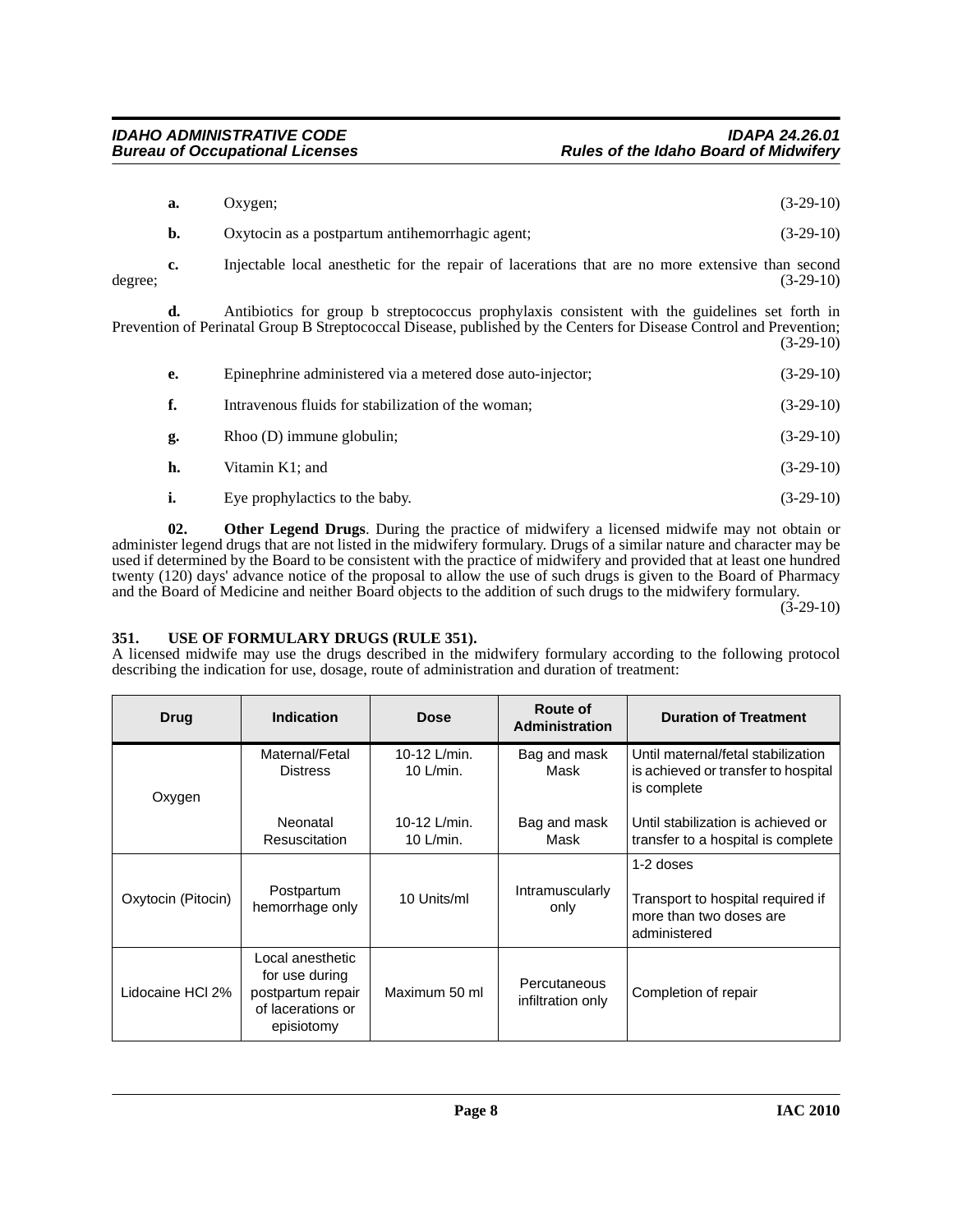**a.** Oxygen; (3-29-10)

**b.** Oxytocin as a postpartum antihemorrhagic agent; (3-29-10)

**c.** Injectable local anesthetic for the repair of lacerations that are no more extensive than second degree; (3-29-10)

**d.** Antibiotics for group b streptococcus prophylaxis consistent with the guidelines set forth in Prevention of Perinatal Group B Streptococcal Disease, published by the Centers for Disease Control and Prevention; (3-29-10)

**e.** Epinephrine administered via a metered dose auto-injector; (3-29-10)

**f.** Intravenous fluids for stabilization of the woman; (3-29-10)

**g.** Rhoo (D) immune globulin; (3-29-10)

**h.** Vitamin K1; and (3-29-10)

**i.** Eye prophylactics to the baby. (3-29-10)

**02. Other Legend Drugs**. During the practice of midwifery a licensed midwife may not obtain or administer legend drugs that are not listed in the midwifery formulary. Drugs of a similar nature and character may be used if determined by the Board to be consistent with the practice of midwifery and provided that at least one hundred twenty (120) days' advance notice of the proposal to allow the use of such drugs is given to the Board of Pharmacy and the Board of Medicine and neither Board objects to the addition of such drugs to the midwifery formulary. (3-29-10)

### 351. USE OF FORMULARY DRUGS (RULE 351).

A licensed midwife may use the drugs described in the midwifery formulary according to the following protocol describing the indication for use, dosage, route of administration and duration of treatment:

| Drug | Indication | Dose | Route of Administration | Duration of Treatment |
|---|---|---|---|---|
| Oxygen | Maternal/Fetal Distress | 10-12 L/min. 10 L/min. | Bag and mask Mask | Until maternal/fetal stabilization is achieved or transfer to hospital is complete |
| | Neonatal Resuscitation | 10-12 L/min. 10 L/min. | Bag and mask Mask | Until stabilization is achieved or transfer to a hospital is complete |
| Oxytocin (Pitocin) | Postpartum hemorrhage only | 10 Units/ml | Intramuscularly only | 1-2 doses<br><br>Transport to hospital required if more than two doses are administered |
| Lidocaine HCl 2% | Local anesthetic for use during postpartum repair of lacerations or episiotomy | Maximum 50 ml | Percutaneous infiltration only | Completion of repair |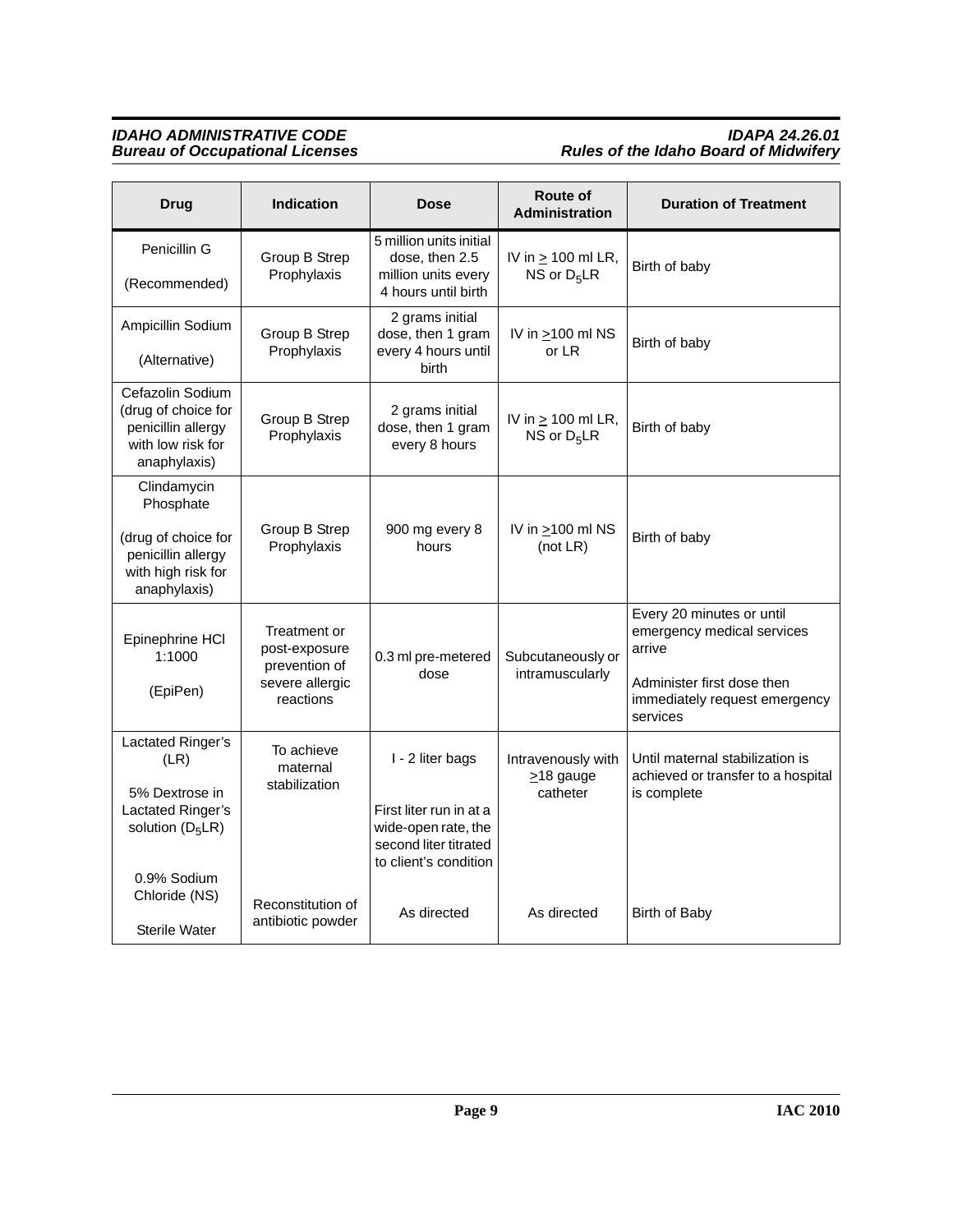| Drug | Indication | Dose | Route of Administration | Duration of Treatment |
|---|---|---|---|---|
| Penicillin G<br><br>(Recommended) | Group B Strep Prophylaxis | 5 million units initial dose, then 2.5 million units every 4 hours until birth | IV in ≥ 100 ml LR, NS or $D_5$LR | Birth of baby |
| Ampicillin Sodium<br><br>(Alternative) | Group B Strep Prophylaxis | 2 grams initial dose, then 1 gram every 4 hours until birth | IV in ≥100 ml NS or LR | Birth of baby |
| Cefazolin Sodium (drug of choice for penicillin allergy with low risk for anaphylaxis) | Group B Strep Prophylaxis | 2 grams initial dose, then 1 gram every 8 hours | IV in ≥ 100 ml LR, NS or $D_5$LR | Birth of baby |
| Clindamycin Phosphate<br><br>(drug of choice for penicillin allergy with high risk for anaphylaxis) | Group B Strep Prophylaxis | 900 mg every 8 hours | IV in ≥100 ml NS (not LR) | Birth of baby |
| Epinephrine HCl 1:1000<br><br>(EpiPen) | Treatment or post-exposure prevention of severe allergic reactions | 0.3 ml pre-metered dose | Subcutaneously or intramuscularly | Every 20 minutes or until emergency medical services arrive<br><br>Administer first dose then immediately request emergency services |
| Lactated Ringer's (LR)<br><br>5% Dextrose in Lactated Ringer's solution ($D_5$LR) | To achieve maternal stabilization | I - 2 liter bags<br><br>First liter run in at a wide-open rate, the second liter titrated to client's condition | Intravenously with ≥18 gauge catheter | Until maternal stabilization is achieved or transfer to a hospital is complete |
| 0.9% Sodium Chloride (NS)<br><br>Sterile Water | Reconstitution of antibiotic powder | As directed | As directed | Birth of Baby |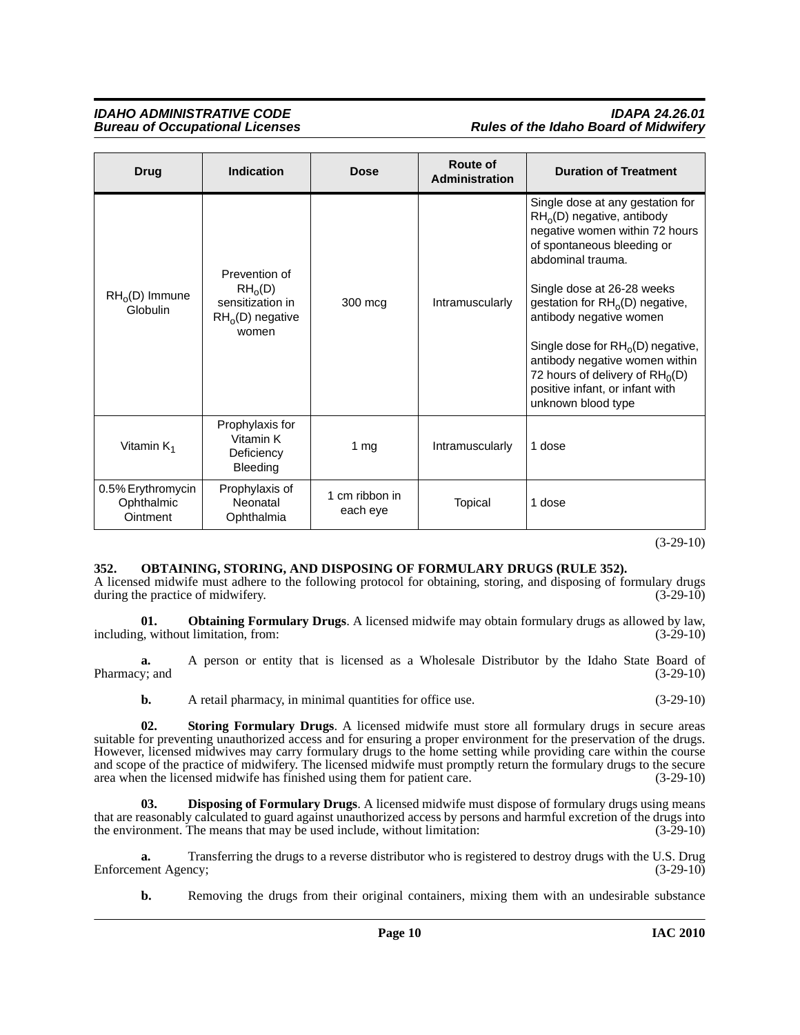| Drug | Indication | Dose | Route of Administration | Duration of Treatment |
|---|---|---|---|---|
| $RH_o(D)$ Immune Globulin | Prevention of $RH_o(D)$ sensitization in $RH_o(D)$ negative women | 300 mcg | Intramuscularly | Single dose at any gestation for $RH_o(D)$ negative, antibody negative women within 72 hours of spontaneous bleeding or abdominal trauma.<br><br>Single dose at 26-28 weeks gestation for $RH_o(D)$ negative, antibody negative women<br><br>Single dose for $RH_o(D)$ negative, antibody negative women within 72 hours of delivery of $RH_0(D)$ positive infant, or infant with unknown blood type |
| Vitamin $K_1$ | Prophylaxis for Vitamin K Deficiency Bleeding | 1 mg | Intramuscularly | 1 dose |
| 0.5% Erythromycin Ophthalmic Ointment | Prophylaxis of Neonatal Ophthalmia | 1 cm ribbon in each eye | Topical | 1 dose |

(3-29-10)

**352. OBTAINING, STORING, AND DISPOSING OF FORMULARY DRUGS (RULE 352).**

A licensed midwife must adhere to the following protocol for obtaining, storing, and disposing of formulary drugs during the practice of midwifery. (3-29-10)

**01. Obtaining Formulary Drugs**. A licensed midwife may obtain formulary drugs as allowed by law, including, without limitation, from: (3-29-10)

**a.** A person or entity that is licensed as a Wholesale Distributor by the Idaho State Board of Pharmacy; and (3-29-10)

**b.** A retail pharmacy, in minimal quantities for office use. (3-29-10)

**02. Storing Formulary Drugs**. A licensed midwife must store all formulary drugs in secure areas suitable for preventing unauthorized access and for ensuring a proper environment for the preservation of the drugs. However, licensed midwives may carry formulary drugs to the home setting while providing care within the course and scope of the practice of midwifery. The licensed midwife must promptly return the formulary drugs to the secure area when the licensed midwife has finished using them for patient care. (3-29-10)

**03. Disposing of Formulary Drugs**. A licensed midwife must dispose of formulary drugs using means that are reasonably calculated to guard against unauthorized access by persons and harmful excretion of the drugs into the environment. The means that may be used include, without limitation: (3-29-10)

**a.** Transferring the drugs to a reverse distributor who is registered to destroy drugs with the U.S. Drug Enforcement Agency; (3-29-10)

**b.** Removing the drugs from their original containers, mixing them with an undesirable substance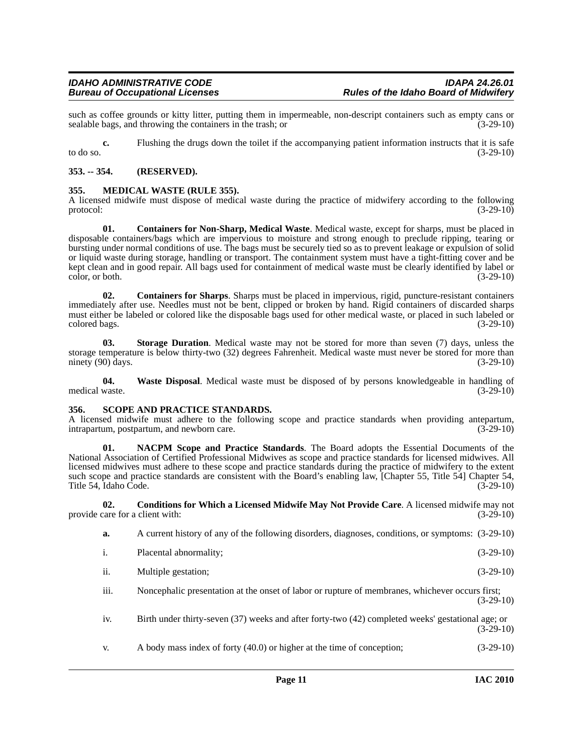such as coffee grounds or kitty litter, putting them in impermeable, non-descript containers such as empty cans or sealable bags, and throwing the containers in the trash; or (3-29-10)

**c.** Flushing the drugs down the toilet if the accompanying patient information instructs that it is safe to do so. (3-29-10)

### 353. -- 354. (RESERVED).

### 355. MEDICAL WASTE (RULE 355).

A licensed midwife must dispose of medical waste during the practice of midwifery according to the following protocol: (3-29-10)

**01. Containers for Non-Sharp, Medical Waste**. Medical waste, except for sharps, must be placed in disposable containers/bags which are impervious to moisture and strong enough to preclude ripping, tearing or bursting under normal conditions of use. The bags must be securely tied so as to prevent leakage or expulsion of solid or liquid waste during storage, handling or transport. The containment system must have a tight-fitting cover and be kept clean and in good repair. All bags used for containment of medical waste must be clearly identified by label or color, or both. (3-29-10)

**02. Containers for Sharps**. Sharps must be placed in impervious, rigid, puncture-resistant containers immediately after use. Needles must not be bent, clipped or broken by hand. Rigid containers of discarded sharps must either be labeled or colored like the disposable bags used for other medical waste, or placed in such labeled or colored bags. (3-29-10)

**03. Storage Duration**. Medical waste may not be stored for more than seven (7) days, unless the storage temperature is below thirty-two (32) degrees Fahrenheit. Medical waste must never be stored for more than ninety (90) days. (3-29-10)

**04. Waste Disposal**. Medical waste must be disposed of by persons knowledgeable in handling of medical waste. (3-29-10)

### 356. SCOPE AND PRACTICE STANDARDS.

A licensed midwife must adhere to the following scope and practice standards when providing antepartum, intrapartum, postpartum, and newborn care. (3-29-10)

**01. NACPM Scope and Practice Standards**. The Board adopts the Essential Documents of the National Association of Certified Professional Midwives as scope and practice standards for licensed midwives. All licensed midwives must adhere to these scope and practice standards during the practice of midwifery to the extent such scope and practice standards are consistent with the Board's enabling law, [Chapter 55, Title 54] Chapter 54, Title 54, Idaho Code. (3-29-10)

**02. Conditions for Which a Licensed Midwife May Not Provide Care**. A licensed midwife may not provide care for a client with: (3-29-10)

**a.** A current history of any of the following disorders, diagnoses, conditions, or symptoms: (3-29-10)

i. Placental abnormality; (3-29-10)

ii. Multiple gestation; (3-29-10)

iii. Noncephalic presentation at the onset of labor or rupture of membranes, whichever occurs first; (3-29-10)

iv. Birth under thirty-seven (37) weeks and after forty-two (42) completed weeks' gestational age; or (3-29-10)

v. A body mass index of forty (40.0) or higher at the time of conception; (3-29-10)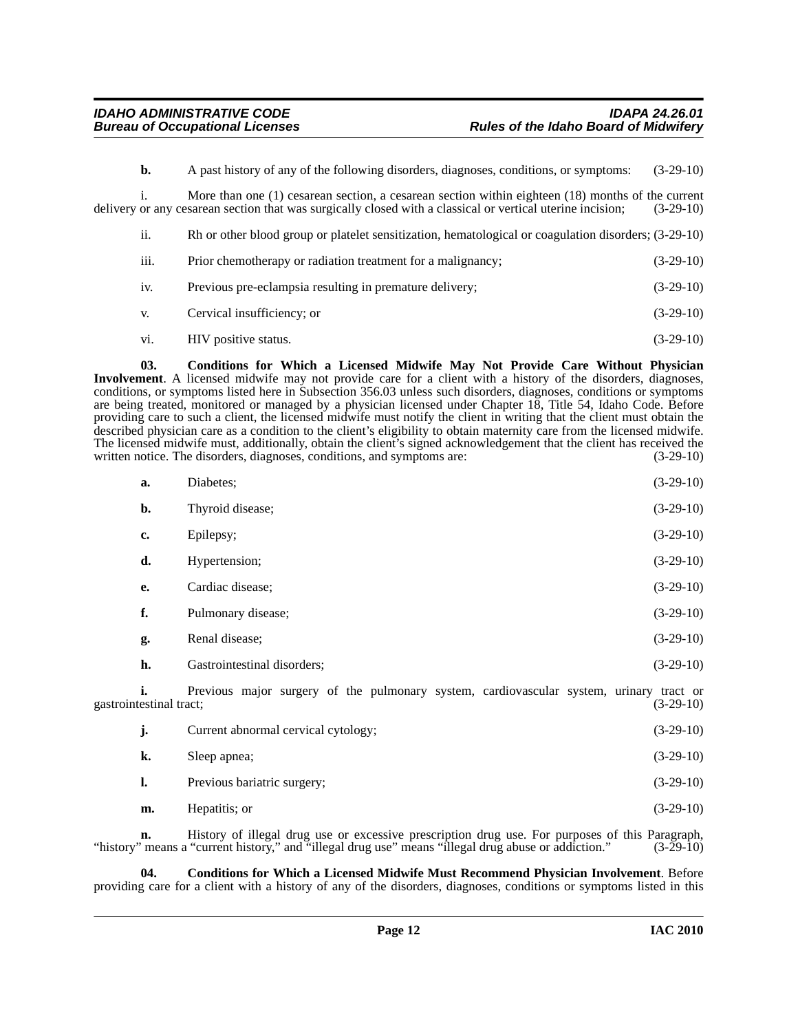**b.** A past history of any of the following disorders, diagnoses, conditions, or symptoms: (3-29-10)

i. More than one (1) cesarean section, a cesarean section within eighteen (18) months of the current delivery or any cesarean section that was surgically closed with a classical or vertical uterine incision; (3-29-10)

ii. Rh or other blood group or platelet sensitization, hematological or coagulation disorders; (3-29-10)

iii. Prior chemotherapy or radiation treatment for a malignancy; (3-29-10)

iv. Previous pre-eclampsia resulting in premature delivery; (3-29-10)

v. Cervical insufficiency; or (3-29-10)

vi. HIV positive status. (3-29-10)

**03. Conditions for Which a Licensed Midwife May Not Provide Care Without Physician Involvement**. A licensed midwife may not provide care for a client with a history of the disorders, diagnoses, conditions, or symptoms listed here in Subsection 356.03 unless such disorders, diagnoses, conditions or symptoms are being treated, monitored or managed by a physician licensed under Chapter 18, Title 54, Idaho Code. Before providing care to such a client, the licensed midwife must notify the client in writing that the client must obtain the described physician care as a condition to the client's eligibility to obtain maternity care from the licensed midwife. The licensed midwife must, additionally, obtain the client's signed acknowledgement that the client has received the written notice. The disorders, diagnoses, conditions, and symptoms are: (3-29-10)

**a.** Diabetes; (3-29-10)

**b.** Thyroid disease; (3-29-10)

**c.** Epilepsy; (3-29-10)

**d.** Hypertension; (3-29-10)

**e.** Cardiac disease; (3-29-10)

**f.** Pulmonary disease; (3-29-10)

**g.** Renal disease; (3-29-10)

**h.** Gastrointestinal disorders; (3-29-10)

**i.** Previous major surgery of the pulmonary system, cardiovascular system, urinary tract or gastrointestinal tract; (3-29-10)

**j.** Current abnormal cervical cytology; (3-29-10)

**k.** Sleep apnea; (3-29-10)

**l.** Previous bariatric surgery; (3-29-10)

**m.** Hepatitis; or (3-29-10)

**n.** History of illegal drug use or excessive prescription drug use. For purposes of this Paragraph, "history" means a "current history," and "illegal drug use" means "illegal drug abuse or addiction." (3-29-10)

**04. Conditions for Which a Licensed Midwife Must Recommend Physician Involvement**. Before providing care for a client with a history of any of the disorders, diagnoses, conditions or symptoms listed in this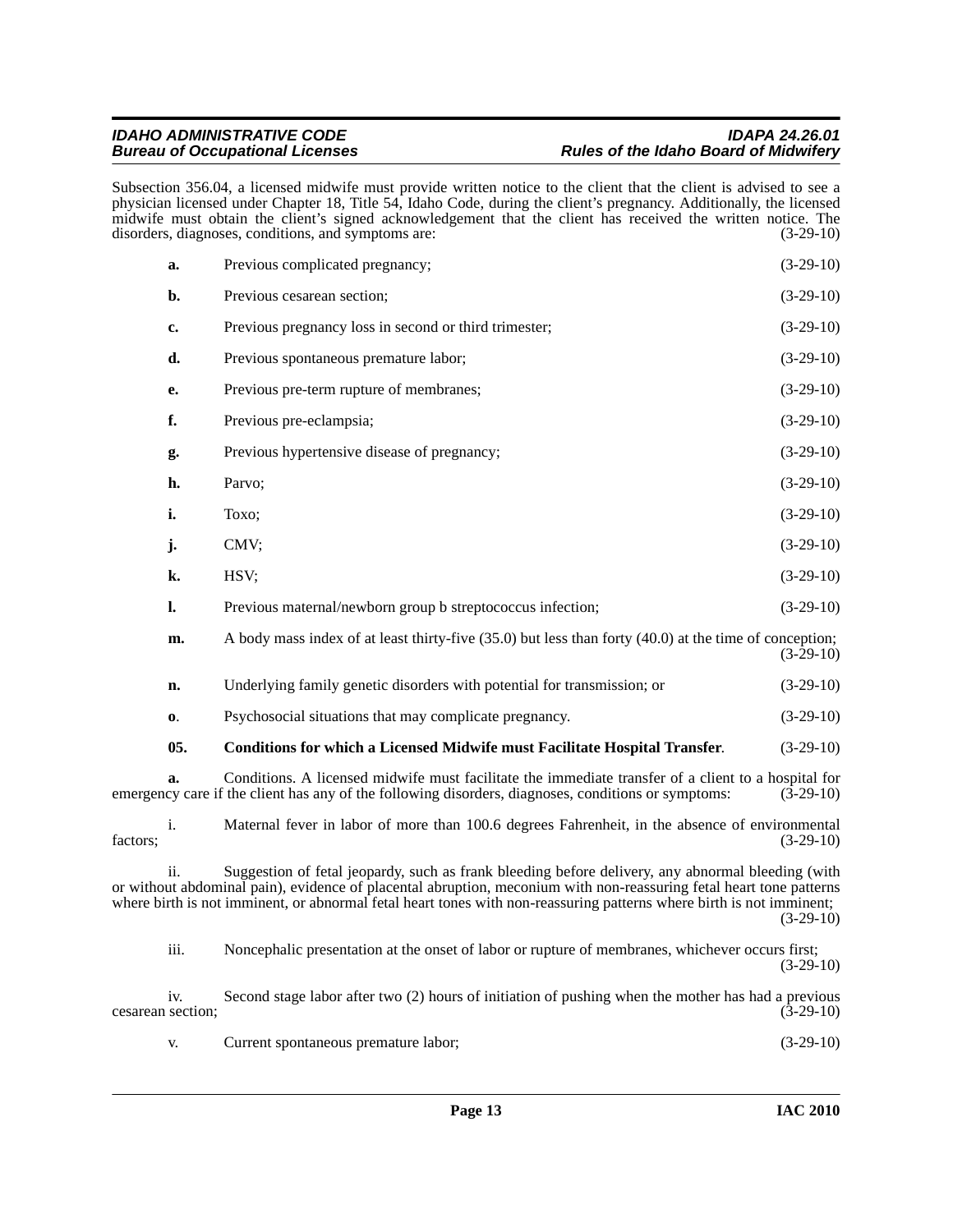Subsection 356.04, a licensed midwife must provide written notice to the client that the client is advised to see a physician licensed under Chapter 18, Title 54, Idaho Code, during the client's pregnancy. Additionally, the licensed midwife must obtain the client's signed acknowledgement that the client has received the written notice. The disorders, diagnoses, conditions, and symptoms are: (3-29-10)

**a.** Previous complicated pregnancy; (3-29-10)

**b.** Previous cesarean section; (3-29-10)

**c.** Previous pregnancy loss in second or third trimester; (3-29-10)

**d.** Previous spontaneous premature labor; (3-29-10)

**e.** Previous pre-term rupture of membranes; (3-29-10)

**f.** Previous pre-eclampsia; (3-29-10)

**g.** Previous hypertensive disease of pregnancy; (3-29-10)

**h.** Parvo; (3-29-10)

**i.** Toxo; (3-29-10)

**j.** CMV; (3-29-10)

**k.** HSV; (3-29-10)

**l.** Previous maternal/newborn group b streptococcus infection; (3-29-10)

**m.** A body mass index of at least thirty-five (35.0) but less than forty (40.0) at the time of conception; (3-29-10)

**n.** Underlying family genetic disorders with potential for transmission; or (3-29-10)

**o**. Psychosocial situations that may complicate pregnancy. (3-29-10)

**05. Conditions for which a Licensed Midwife must Facilitate Hospital Transfer**. (3-29-10)

**a.** Conditions. A licensed midwife must facilitate the immediate transfer of a client to a hospital for emergency care if the client has any of the following disorders, diagnoses, conditions or symptoms: (3-29-10)

i. Maternal fever in labor of more than 100.6 degrees Fahrenheit, in the absence of environmental factors; (3-29-10)

ii. Suggestion of fetal jeopardy, such as frank bleeding before delivery, any abnormal bleeding (with or without abdominal pain), evidence of placental abruption, meconium with non-reassuring fetal heart tone patterns where birth is not imminent, or abnormal fetal heart tones with non-reassuring patterns where birth is not imminent; (3-29-10)

iii. Noncephalic presentation at the onset of labor or rupture of membranes, whichever occurs first; (3-29-10)

iv. Second stage labor after two (2) hours of initiation of pushing when the mother has had a previous cesarean section; (3-29-10)

v. Current spontaneous premature labor; (3-29-10)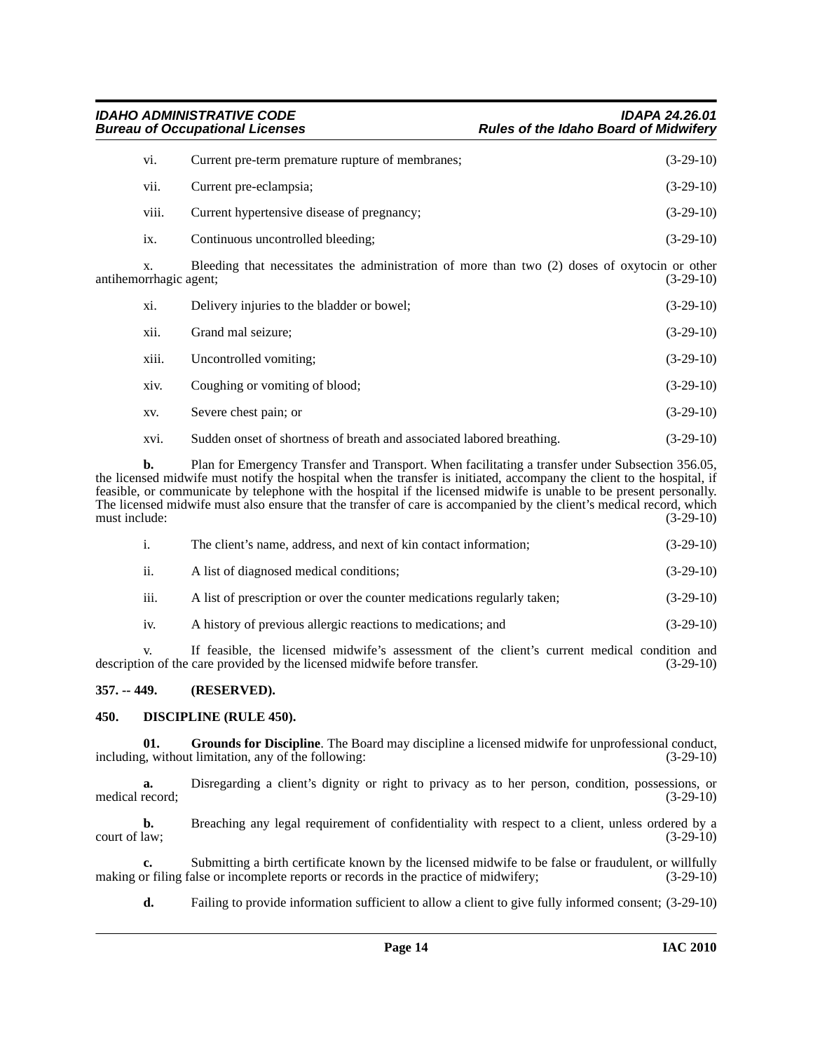vi. Current pre-term premature rupture of membranes; (3-29-10)

vii. Current pre-eclampsia; (3-29-10)

viii. Current hypertensive disease of pregnancy; (3-29-10)

ix. Continuous uncontrolled bleeding; (3-29-10)

x. Bleeding that necessitates the administration of more than two (2) doses of oxytocin or other antihemorrhagic agent; (3-29-10)

xi. Delivery injuries to the bladder or bowel; (3-29-10)

xii. Grand mal seizure; (3-29-10)

xiii. Uncontrolled vomiting; (3-29-10)

xiv. Coughing or vomiting of blood; (3-29-10)

xv. Severe chest pain; or (3-29-10)

xvi. Sudden onset of shortness of breath and associated labored breathing. (3-29-10)

**b.** Plan for Emergency Transfer and Transport. When facilitating a transfer under Subsection 356.05, the licensed midwife must notify the hospital when the transfer is initiated, accompany the client to the hospital, if feasible, or communicate by telephone with the hospital if the licensed midwife is unable to be present personally. The licensed midwife must also ensure that the transfer of care is accompanied by the client's medical record, which must include: (3-29-10)

i. The client's name, address, and next of kin contact information; (3-29-10)

ii. A list of diagnosed medical conditions; (3-29-10)

iii. A list of prescription or over the counter medications regularly taken; (3-29-10)

iv. A history of previous allergic reactions to medications; and (3-29-10)

v. If feasible, the licensed midwife's assessment of the client's current medical condition and description of the care provided by the licensed midwife before transfer. (3-29-10)

### 357. -- 449. (RESERVED).

### 450. DISCIPLINE (RULE 450).

**01. Grounds for Discipline**. The Board may discipline a licensed midwife for unprofessional conduct, including, without limitation, any of the following: (3-29-10)

**a.** Disregarding a client's dignity or right to privacy as to her person, condition, possessions, or medical record; (3-29-10)

**b.** Breaching any legal requirement of confidentiality with respect to a client, unless ordered by a court of law; (3-29-10)

**c.** Submitting a birth certificate known by the licensed midwife to be false or fraudulent, or willfully making or filing false or incomplete reports or records in the practice of midwifery; (3-29-10)

**d.** Failing to provide information sufficient to allow a client to give fully informed consent; (3-29-10)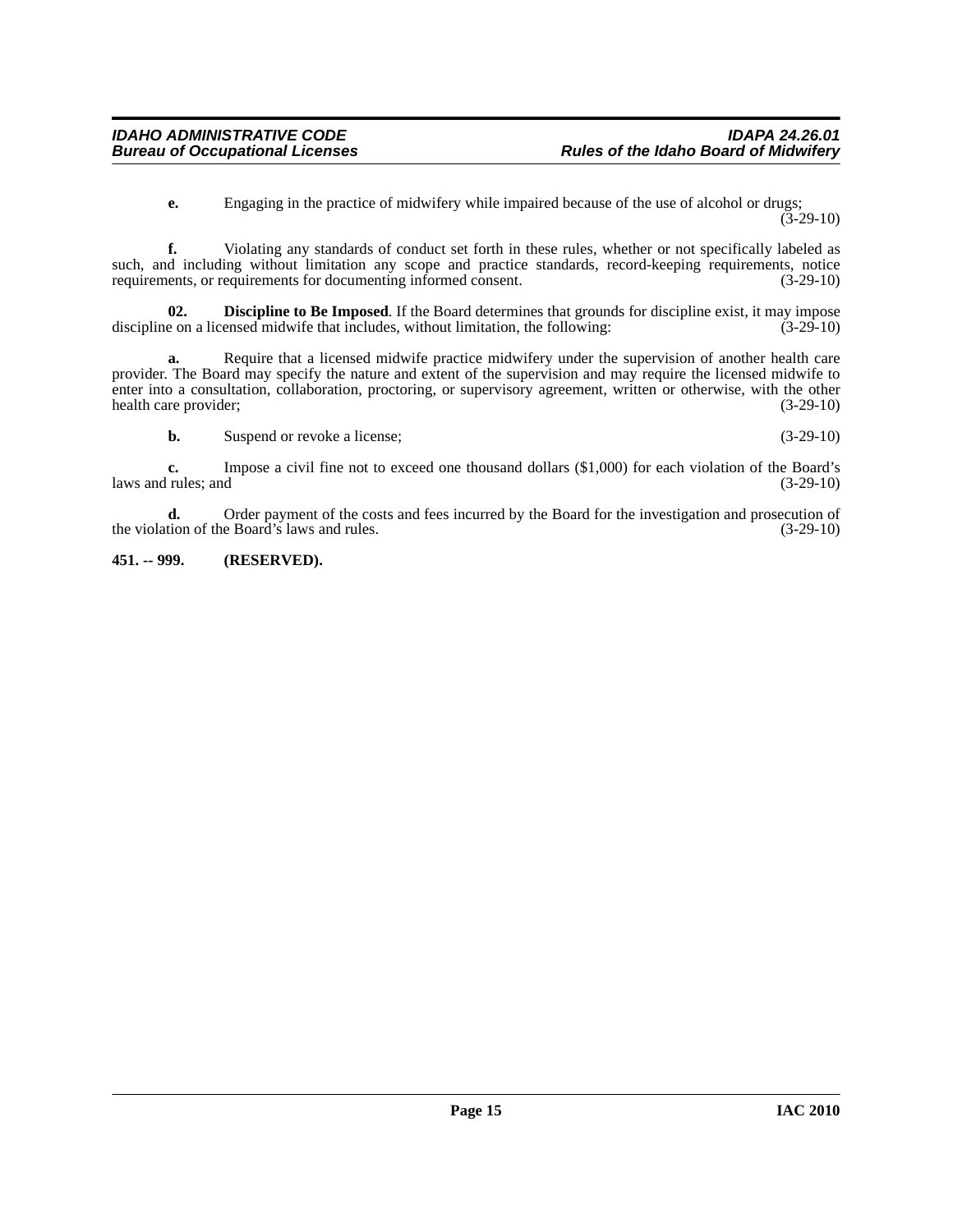**e.** Engaging in the practice of midwifery while impaired because of the use of alcohol or drugs; (3-29-10)

**f.** Violating any standards of conduct set forth in these rules, whether or not specifically labeled as such, and including without limitation any scope and practice standards, record-keeping requirements, notice requirements, or requirements for documenting informed consent. (3-29-10)

**02. Discipline to Be Imposed**. If the Board determines that grounds for discipline exist, it may impose discipline on a licensed midwife that includes, without limitation, the following: (3-29-10)

**a.** Require that a licensed midwife practice midwifery under the supervision of another health care provider. The Board may specify the nature and extent of the supervision and may require the licensed midwife to enter into a consultation, collaboration, proctoring, or supervisory agreement, written or otherwise, with the other health care provider; (3-29-10)

**b.** Suspend or revoke a license; (3-29-10)

**c.** Impose a civil fine not to exceed one thousand dollars ($1,000) for each violation of the Board's laws and rules; and (3-29-10)

**d.** Order payment of the costs and fees incurred by the Board for the investigation and prosecution of the violation of the Board's laws and rules. (3-29-10)

**451. -- 999. (RESERVED).**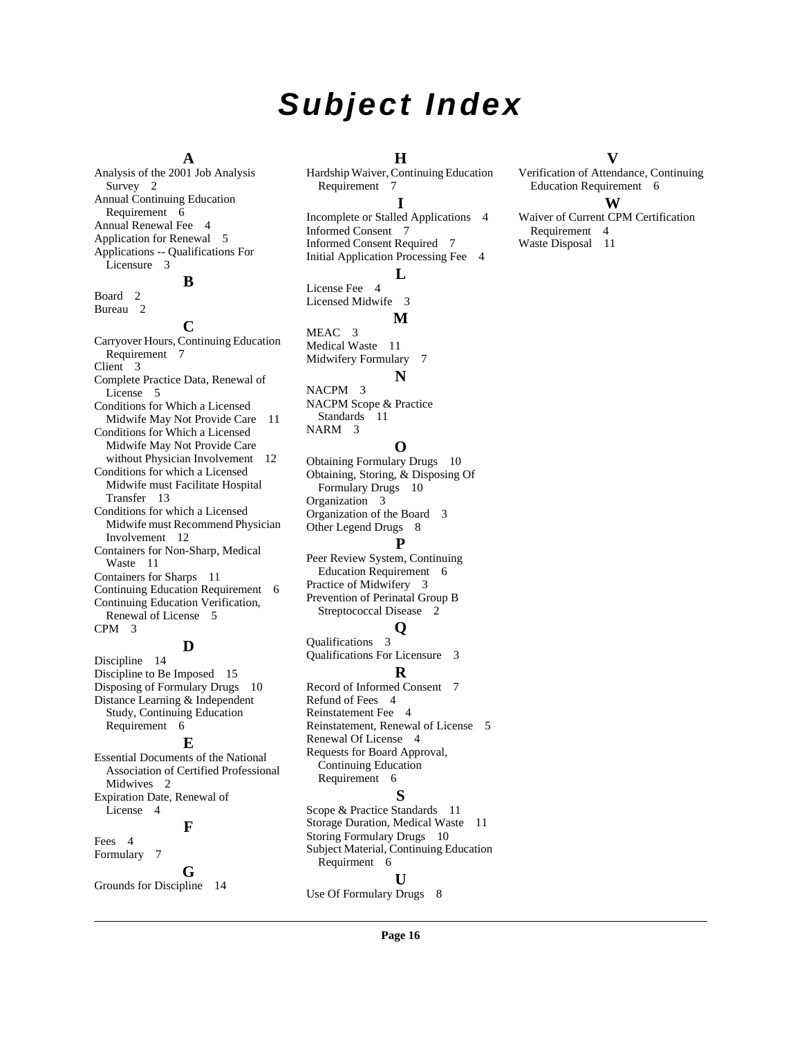# *Subject Index*

## A

Analysis of the 2001 Job Analysis Survey 2
Annual Continuing Education Requirement 6
Annual Renewal Fee 4
Application for Renewal 5
Applications -- Qualifications For Licensure 3

## B

Board 2
Bureau 2

## C

Carryover Hours, Continuing Education Requirement 7
Client 3
Complete Practice Data, Renewal of License 5
Conditions for Which a Licensed Midwife May Not Provide Care 11
Conditions for Which a Licensed Midwife May Not Provide Care without Physician Involvement 12
Conditions for which a Licensed Midwife must Facilitate Hospital Transfer 13
Conditions for which a Licensed Midwife must Recommend Physician Involvement 12
Containers for Non-Sharp, Medical Waste 11
Containers for Sharps 11
Continuing Education Requirement 6
Continuing Education Verification, Renewal of License 5
CPM 3

## D

Discipline 14
Discipline to Be Imposed 15
Disposing of Formulary Drugs 10
Distance Learning & Independent Study, Continuing Education Requirement 6

## E

Essential Documents of the National Association of Certified Professional Midwives 2
Expiration Date, Renewal of License 4

## F

Fees 4
Formulary 7

## G

Grounds for Discipline 14

## H

Hardship Waiver, Continuing Education Requirement 7

## I

Incomplete or Stalled Applications 4
Informed Consent 7
Informed Consent Required 7
Initial Application Processing Fee 4

## L

License Fee 4
Licensed Midwife 3

## M

MEAC 3
Medical Waste 11
Midwifery Formulary 7

## N

NACPM 3
NACPM Scope & Practice Standards 11
NARM 3

## O

Obtaining Formulary Drugs 10
Obtaining, Storing, & Disposing Of Formulary Drugs 10
Organization 3
Organization of the Board 3
Other Legend Drugs 8

## P

Peer Review System, Continuing Education Requirement 6
Practice of Midwifery 3
Prevention of Perinatal Group B Streptococcal Disease 2

## Q

Qualifications 3
Qualifications For Licensure 3

## R

Record of Informed Consent 7
Refund of Fees 4
Reinstatement Fee 4
Reinstatement, Renewal of License 5
Renewal Of License 4
Requests for Board Approval, Continuing Education Requirement 6

## S

Scope & Practice Standards 11
Storage Duration, Medical Waste 11
Storing Formulary Drugs 10
Subject Material, Continuing Education Requirment 6

## U

Use Of Formulary Drugs 8

## V

Verification of Attendance, Continuing Education Requirement 6

## W

Waiver of Current CPM Certification Requirement 4
Waste Disposal 11